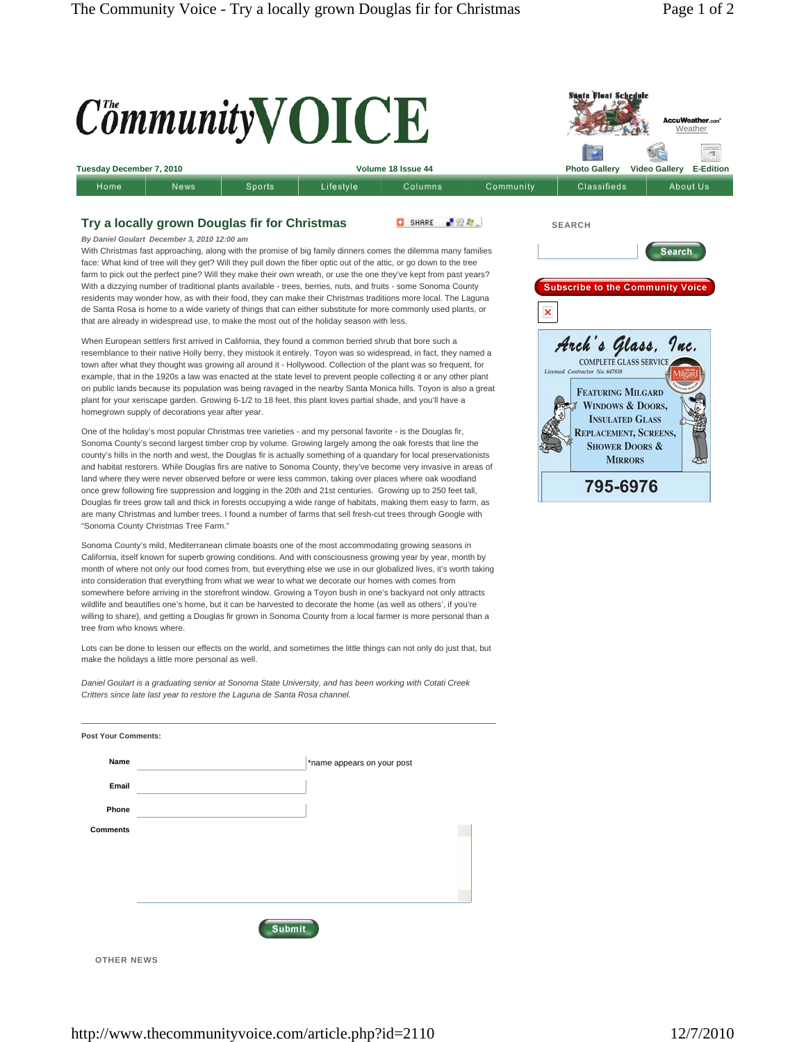# The Community VOICE

Tuesday December 7, 2010 | Volume 18 Issue 44

Home | News | Sports | Lifestyle | Columns | Community | Classifieds | About Us

Photo Gallery | Video Gallery | E-Edition

## Try a locally grown Douglas fir for Christmas

*By Daniel Goulart December 3, 2010 12:00 am*

With Christmas fast approaching, along with the promise of big family dinners comes the dilemma many families face: What kind of tree will they get? Will they pull down the fiber optic out of the attic, or go down to the tree farm to pick out the perfect pine? Will they make their own wreath, or use the one they've kept from past years? With a dizzying number of traditional plants available - trees, berries, nuts, and fruits - some Sonoma County residents may wonder how, as with their food, they can make their Christmas traditions more local. The Laguna de Santa Rosa is home to a wide variety of things that can either substitute for more commonly used plants, or that are already in widespread use, to make the most out of the holiday season with less.

When European settlers first arrived in California, they found a common berried shrub that bore such a resemblance to their native Holly berry, they mistook it entirely. Toyon was so widespread, in fact, they named a town after what they thought was growing all around it - Hollywood. Collection of the plant was so frequent, for example, that in the 1920s a law was enacted at the state level to prevent people collecting it or any other plant on public lands because its population was being ravaged in the nearby Santa Monica hills. Toyon is also a great plant for your xeriscape garden. Growing 6-1/2 to 18 feet, this plant loves partial shade, and you'll have a homegrown supply of decorations year after year.

One of the holiday's most popular Christmas tree varieties - and my personal favorite - is the Douglas fir, Sonoma County's second largest timber crop by volume. Growing largely among the oak forests that line the county's hills in the north and west, the Douglas fir is actually something of a quandary for local preservationists and habitat restorers. While Douglas firs are native to Sonoma County, they've become very invasive in areas of land where they were never observed before or were less common, taking over places where oak woodland once grew following fire suppression and logging in the 20th and 21st centuries. Growing up to 250 feet tall, Douglas fir trees grow tall and thick in forests occupying a wide range of habitats, making them easy to farm, as are many Christmas and lumber trees. I found a number of farms that sell fresh-cut trees through Google with "Sonoma County Christmas Tree Farm."

Sonoma County's mild, Mediterranean climate boasts one of the most accommodating growing seasons in California, itself known for superb growing conditions. And with consciousness growing year by year, month by month of where not only our food comes from, but everything else we use in our globalized lives, it's worth taking into consideration that everything from what we wear to what we decorate our homes with comes from somewhere before arriving in the storefront window. Growing a Toyon bush in one's backyard not only attracts wildlife and beautifies one's home, but it can be harvested to decorate the home (as well as others', if you're willing to share), and getting a Douglas fir grown in Sonoma County from a local farmer is more personal than a tree from who knows where.

Lots can be done to lessen our effects on the world, and sometimes the little things can not only do just that, but make the holidays a little more personal as well.

*Daniel Goulart is a graduating senior at Sonoma State University, and has been working with Cotati Creek Critters since late last year to restore the Laguna de Santa Rosa channel.*

---

**Post Your Comments:**

**Name** *name appears on your post

**Email**

**Phone**

**Comments**

Submit

OTHER NEWS

---

SEARCH

Search

Subscribe to the Community Voice

**Arch's Glass, Inc.**
COMPLETE GLASS SERVICE
Licensed Contractor No. 647838
Featuring Milgard Windows & Doors, Insulated Glass Replacement, Screens, Shower Doors & Mirrors
795-6976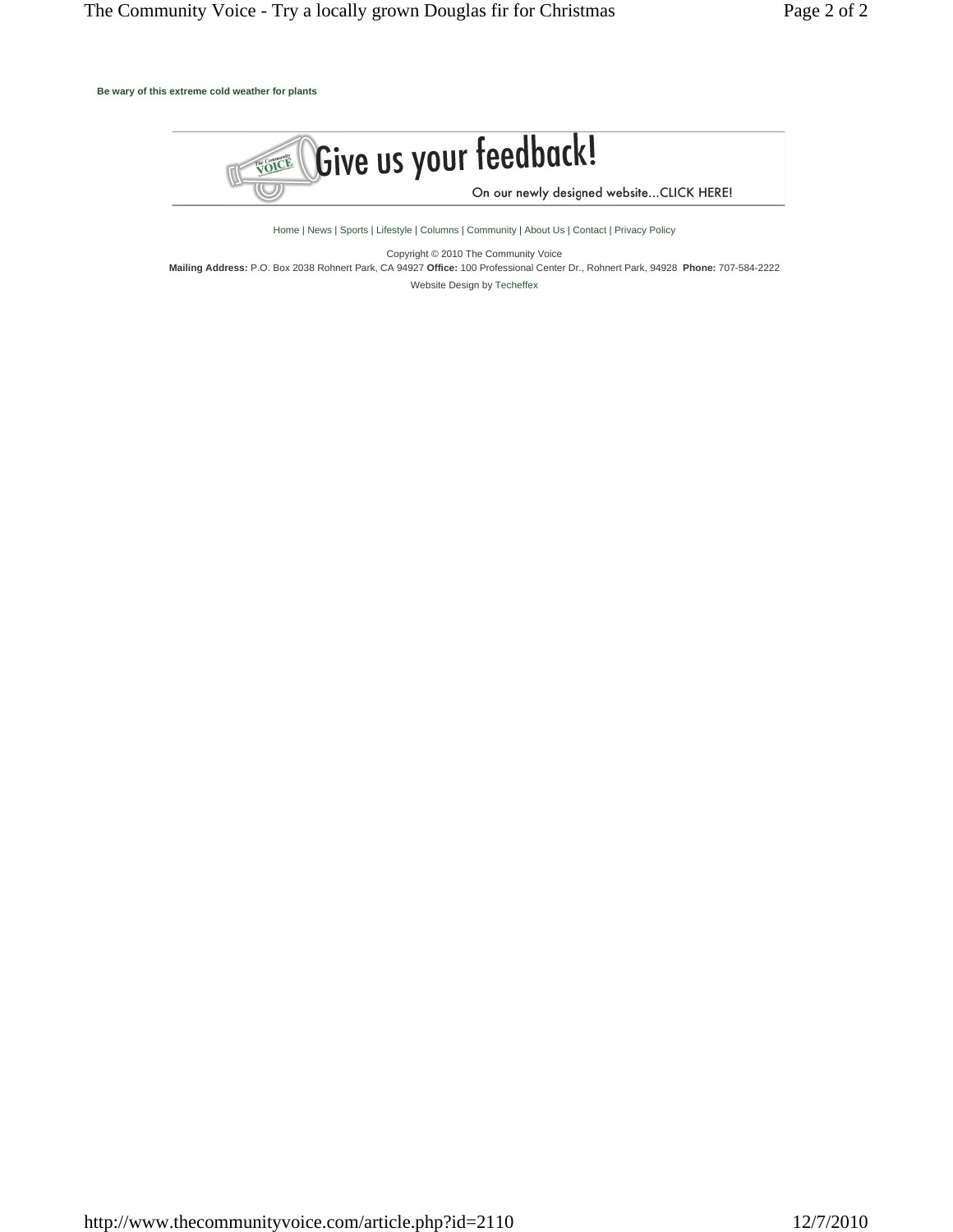**Be wary of this extreme cold weather for plants**

Give us your feedback!

On our newly designed website...CLICK HERE!

Home | News | Sports | Lifestyle | Columns | Community | About Us | Contact | Privacy Policy

Copyright © 2010 The Community Voice

**Mailing Address:** P.O. Box 2038 Rohnert Park, CA 94927 **Office:** 100 Professional Center Dr., Rohnert Park, 94928 **Phone:** 707-584-2222

Website Design by Techeffex